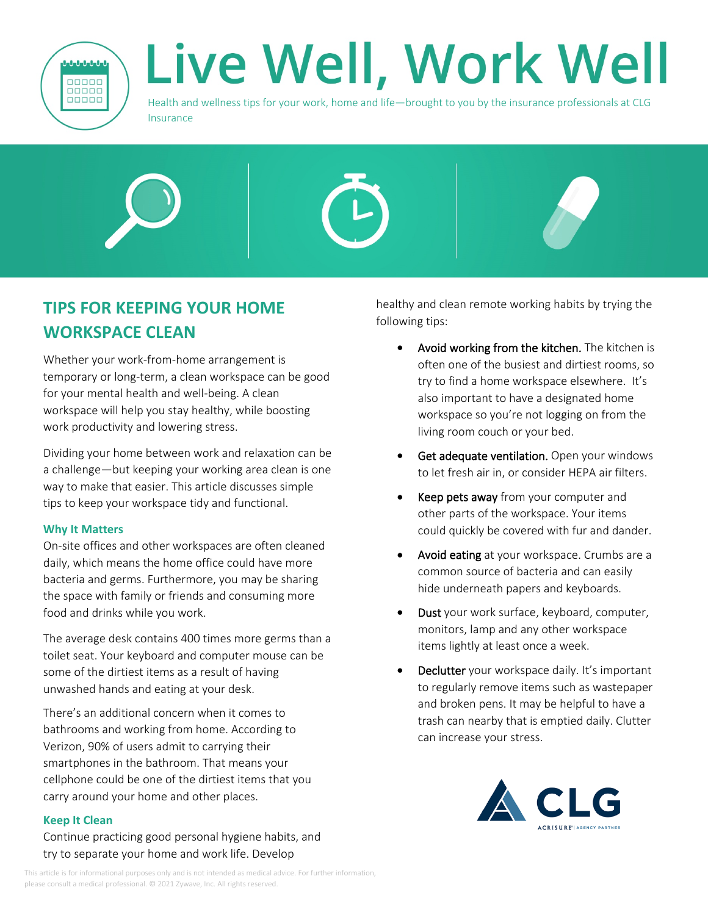# Live Well, Work Well

Health and wellness tips for your work, home and life—brought to you by the insurance professionals at CLG Insurance

## TIPS FOR KEEPING YOUR HOME WORKSPACE CLEAN

Whether your work-from-home arrangement is temporary or long-term, a clean workspace can be good for your mental health and well-being. A clean workspace will help you stay healthy, while boosting work productivity and lowering stress.

Dividing your home between work and relaxation can be a challenge—but keeping your working area clean is one way to make that easier. This article discusses simple tips to keep your workspace tidy and functional.

### Why It Matters

On-site offices and other workspaces are often cleaned daily, which means the home office could have more bacteria and germs. Furthermore, you may be sharing the space with family or friends and consuming more food and drinks while you work.

The average desk contains 400 times more germs than a toilet seat. Your keyboard and computer mouse can be some of the dirtiest items as a result of having unwashed hands and eating at your desk.

There's an additional concern when it comes to bathrooms and working from home. According to Verizon, 90% of users admit to carrying their smartphones in the bathroom. That means your cellphone could be one of the dirtiest items that you carry around your home and other places.

### Keep It Clean

Continue practicing good personal hygiene habits, and try to separate your home and work life. Develop healthy and clean remote working habits by trying the following tips:

- **Avoid working from the kitchen.** The kitchen is often one of the busiest and dirtiest rooms, so try to find a home workspace elsewhere. It's also important to have a designated home workspace so you're not logging on from the living room couch or your bed.
- **Get adequate ventilation.** Open your windows to let fresh air in, or consider HEPA air filters.
- **Keep pets away** from your computer and other parts of the workspace. Your items could quickly be covered with fur and dander.
- **Avoid eating** at your workspace. Crumbs are a common source of bacteria and can easily hide underneath papers and keyboards.
- **Dust** your work surface, keyboard, computer, monitors, lamp and any other workspace items lightly at least once a week.
- **Declutter** your workspace daily. It's important to regularly remove items such as wastepaper and broken pens. It may be helpful to have a trash can nearby that is emptied daily. Clutter can increase your stress.

CLG
ACRISURE | AGENCY PARTNER

This article is for informational purposes only and is not intended as medical advice. For further information, please consult a medical professional. © 2021 Zywave, Inc. All rights reserved.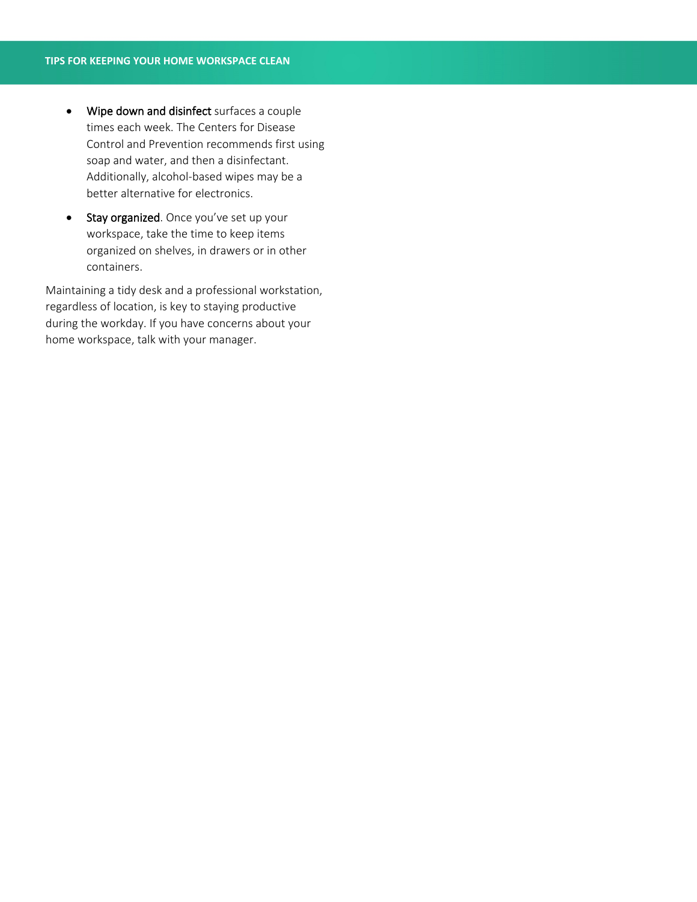- **Wipe down and disinfect** surfaces a couple times each week. The Centers for Disease Control and Prevention recommends first using soap and water, and then a disinfectant. Additionally, alcohol-based wipes may be a better alternative for electronics.
- **Stay organized**. Once you've set up your workspace, take the time to keep items organized on shelves, in drawers or in other containers.

Maintaining a tidy desk and a professional workstation, regardless of location, is key to staying productive during the workday. If you have concerns about your home workspace, talk with your manager.